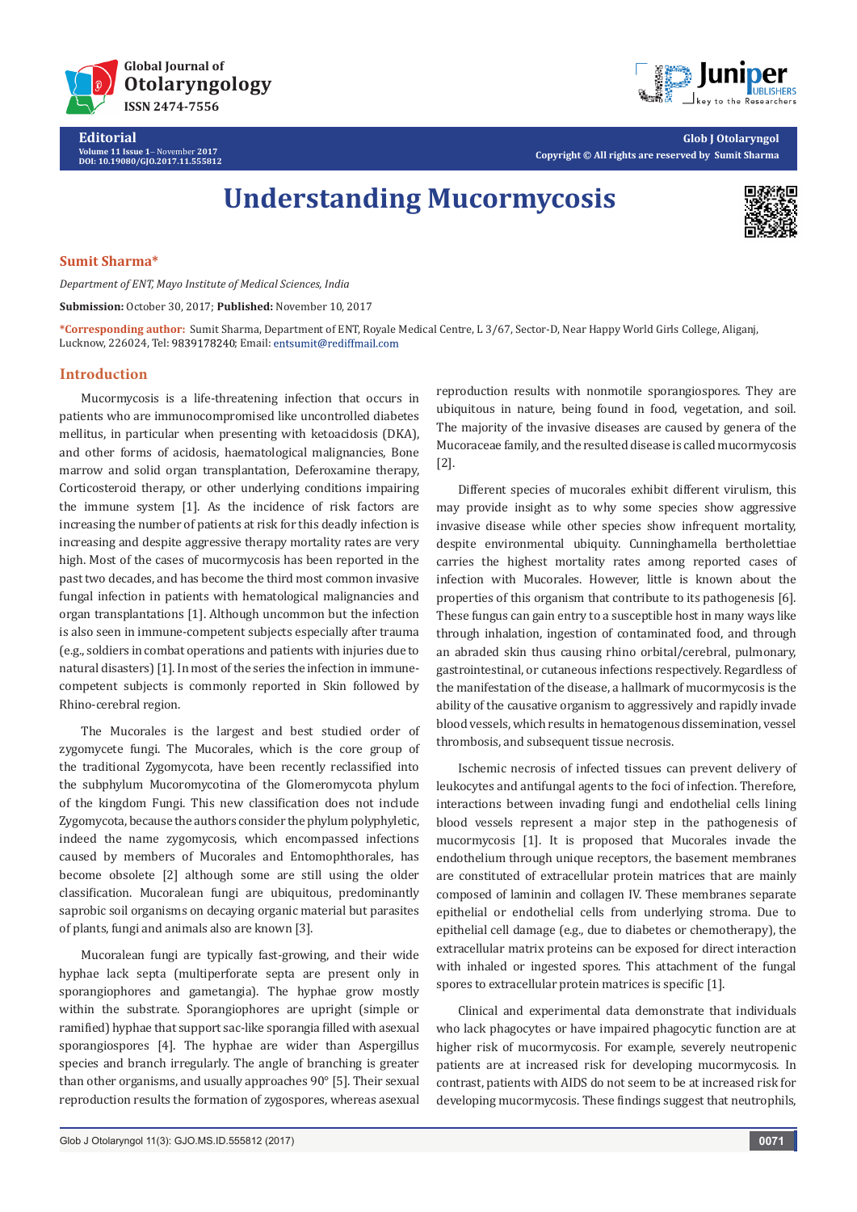Editorial

# Understanding Mucormycosis

**Sumit Sharma***

*Department of ENT, Mayo Institute of Medical Sciences, India*

**Submission:** October 30, 2017; **Published:** November 10, 2017

***Corresponding author:** Sumit Sharma, Department of ENT, Royale Medical Centre, L 3/67, Sector-D, Near Happy World Girls College, Aliganj, Lucknow, 226024, Tel: 9839178240; Email: entsumit@rediffmail.com

## Introduction

Mucormycosis is a life-threatening infection that occurs in patients who are immunocompromised like uncontrolled diabetes mellitus, in particular when presenting with ketoacidosis (DKA), and other forms of acidosis, haematological malignancies, Bone marrow and solid organ transplantation, Deferoxamine therapy, Corticosteroid therapy, or other underlying conditions impairing the immune system [1]. As the incidence of risk factors are increasing the number of patients at risk for this deadly infection is increasing and despite aggressive therapy mortality rates are very high. Most of the cases of mucormycosis has been reported in the past two decades, and has become the third most common invasive fungal infection in patients with hematological malignancies and organ transplantations [1]. Although uncommon but the infection is also seen in immune-competent subjects especially after trauma (e.g., soldiers in combat operations and patients with injuries due to natural disasters) [1]. In most of the series the infection in immune-competent subjects is commonly reported in Skin followed by Rhino-cerebral region.

The Mucorales is the largest and best studied order of zygomycete fungi. The Mucorales, which is the core group of the traditional Zygomycota, have been recently reclassified into the subphylum Mucoromycotina of the Glomeromycota phylum of the kingdom Fungi. This new classification does not include Zygomycota, because the authors consider the phylum polyphyletic, indeed the name zygomycosis, which encompassed infections caused by members of Mucorales and Entomophthorales, has become obsolete [2] although some are still using the older classification. Mucoralean fungi are ubiquitous, predominantly saprobic soil organisms on decaying organic material but parasites of plants, fungi and animals also are known [3].

Mucoralean fungi are typically fast-growing, and their wide hyphae lack septa (multiperforate septa are present only in sporangiophores and gametangia). The hyphae grow mostly within the substrate. Sporangiophores are upright (simple or ramified) hyphae that support sac-like sporangia filled with asexual sporangiospores [4]. The hyphae are wider than Aspergillus species and branch irregularly. The angle of branching is greater than other organisms, and usually approaches 90° [5]. Their sexual reproduction results the formation of zygospores, whereas asexual reproduction results with nonmotile sporangiospores. They are ubiquitous in nature, being found in food, vegetation, and soil. The majority of the invasive diseases are caused by genera of the Mucoraceae family, and the resulted disease is called mucormycosis [2].

Different species of mucorales exhibit different virulism, this may provide insight as to why some species show aggressive invasive disease while other species show infrequent mortality, despite environmental ubiquity. Cunninghamella bertholettiae carries the highest mortality rates among reported cases of infection with Mucorales. However, little is known about the properties of this organism that contribute to its pathogenesis [6]. These fungus can gain entry to a susceptible host in many ways like through inhalation, ingestion of contaminated food, and through an abraded skin thus causing rhino orbital/cerebral, pulmonary, gastrointestinal, or cutaneous infections respectively. Regardless of the manifestation of the disease, a hallmark of mucormycosis is the ability of the causative organism to aggressively and rapidly invade blood vessels, which results in hematogenous dissemination, vessel thrombosis, and subsequent tissue necrosis.

Ischemic necrosis of infected tissues can prevent delivery of leukocytes and antifungal agents to the foci of infection. Therefore, interactions between invading fungi and endothelial cells lining blood vessels represent a major step in the pathogenesis of mucormycosis [1]. It is proposed that Mucorales invade the endothelium through unique receptors, the basement membranes are constituted of extracellular protein matrices that are mainly composed of laminin and collagen IV. These membranes separate epithelial or endothelial cells from underlying stroma. Due to epithelial cell damage (e.g., due to diabetes or chemotherapy), the extracellular matrix proteins can be exposed for direct interaction with inhaled or ingested spores. This attachment of the fungal spores to extracellular protein matrices is specific [1].

Clinical and experimental data demonstrate that individuals who lack phagocytes or have impaired phagocytic function are at higher risk of mucormycosis. For example, severely neutropenic patients are at increased risk for developing mucormycosis. In contrast, patients with AIDS do not seem to be at increased risk for developing mucormycosis. These findings suggest that neutrophils,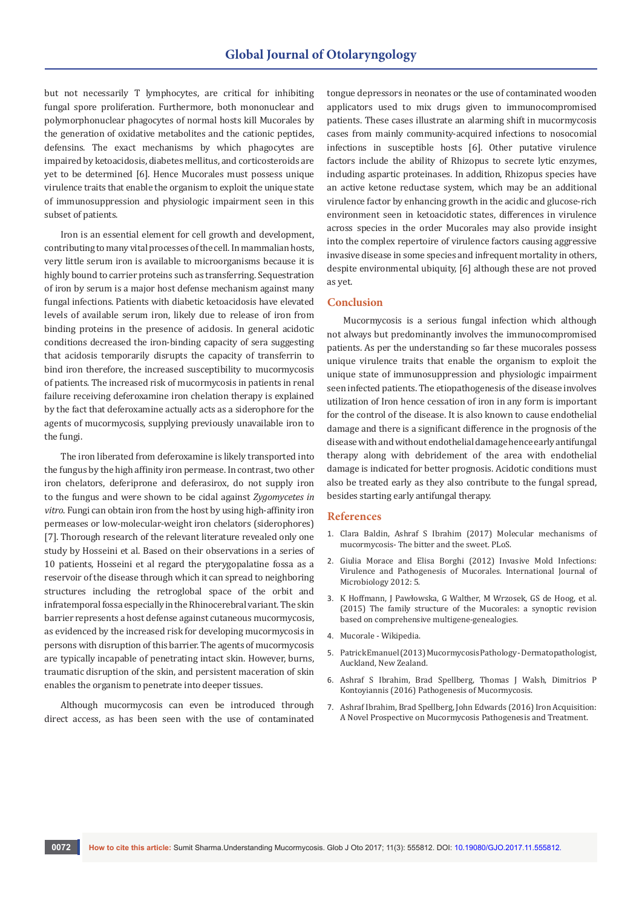but not necessarily T lymphocytes, are critical for inhibiting fungal spore proliferation. Furthermore, both mononuclear and polymorphonuclear phagocytes of normal hosts kill Mucorales by the generation of oxidative metabolites and the cationic peptides, defensins. The exact mechanisms by which phagocytes are impaired by ketoacidosis, diabetes mellitus, and corticosteroids are yet to be determined [6]. Hence Mucorales must possess unique virulence traits that enable the organism to exploit the unique state of immunosuppression and physiologic impairment seen in this subset of patients.

Iron is an essential element for cell growth and development, contributing to many vital processes of the cell. In mammalian hosts, very little serum iron is available to microorganisms because it is highly bound to carrier proteins such as transferring. Sequestration of iron by serum is a major host defense mechanism against many fungal infections. Patients with diabetic ketoacidosis have elevated levels of available serum iron, likely due to release of iron from binding proteins in the presence of acidosis. In general acidotic conditions decreased the iron-binding capacity of sera suggesting that acidosis temporarily disrupts the capacity of transferrin to bind iron therefore, the increased susceptibility to mucormycosis of patients. The increased risk of mucormycosis in patients in renal failure receiving deferoxamine iron chelation therapy is explained by the fact that deferoxamine actually acts as a siderophore for the agents of mucormycosis, supplying previously unavailable iron to the fungi.

The iron liberated from deferoxamine is likely transported into the fungus by the high affinity iron permease. In contrast, two other iron chelators, deferiprone and deferasirox, do not supply iron to the fungus and were shown to be cidal against *Zygomycetes in vitro*. Fungi can obtain iron from the host by using high-affinity iron permeases or low-molecular-weight iron chelators (siderophores) [7]. Thorough research of the relevant literature revealed only one study by Hosseini et al. Based on their observations in a series of 10 patients, Hosseini et al regard the pterygopalatine fossa as a reservoir of the disease through which it can spread to neighboring structures including the retroglobal space of the orbit and infratemporal fossa especially in the Rhinocerebral variant. The skin barrier represents a host defense against cutaneous mucormycosis, as evidenced by the increased risk for developing mucormycosis in persons with disruption of this barrier. The agents of mucormycosis are typically incapable of penetrating intact skin. However, burns, traumatic disruption of the skin, and persistent maceration of skin enables the organism to penetrate into deeper tissues.

Although mucormycosis can even be introduced through direct access, as has been seen with the use of contaminated tongue depressors in neonates or the use of contaminated wooden applicators used to mix drugs given to immunocompromised patients. These cases illustrate an alarming shift in mucormycosis cases from mainly community-acquired infections to nosocomial infections in susceptible hosts [6]. Other putative virulence factors include the ability of Rhizopus to secrete lytic enzymes, including aspartic proteinases. In addition, Rhizopus species have an active ketone reductase system, which may be an additional virulence factor by enhancing growth in the acidic and glucose-rich environment seen in ketoacidotic states, differences in virulence across species in the order Mucorales may also provide insight into the complex repertoire of virulence factors causing aggressive invasive disease in some species and infrequent mortality in others, despite environmental ubiquity, [6] although these are not proved as yet.

## Conclusion

Mucormycosis is a serious fungal infection which although not always but predominantly involves the immunocompromised patients. As per the understanding so far these mucorales possess unique virulence traits that enable the organism to exploit the unique state of immunosuppression and physiologic impairment seen infected patients. The etiopathogenesis of the disease involves utilization of Iron hence cessation of iron in any form is important for the control of the disease. It is also known to cause endothelial damage and there is a significant difference in the prognosis of the disease with and without endothelial damage hence early antifungal therapy along with debridement of the area with endothelial damage is indicated for better prognosis. Acidotic conditions must also be treated early as they also contribute to the fungal spread, besides starting early antifungal therapy.

## References

1. Clara Baldin, Ashraf S Ibrahim (2017) Molecular mechanisms of mucormycosis- The bitter and the sweet. PLoS.
2. Giulia Morace and Elisa Borghi (2012) Invasive Mold Infections: Virulence and Pathogenesis of Mucorales. International Journal of Microbiology 2012: 5.
3. K Hoffmann, J Pawłowska, G Walther, M Wrzosek, GS de Hoog, et al. (2015) The family structure of the Mucorales: a synoptic revision based on comprehensive multigene-genealogies.
4. Mucorale - Wikipedia.
5. PatrickEmanuel (2013) Mucormycosis Pathology - Dermatopathologist, Auckland, New Zealand.
6. Ashraf S Ibrahim, Brad Spellberg, Thomas J Walsh, Dimitrios P Kontoyiannis (2016) Pathogenesis of Mucormycosis.
7. Ashraf Ibrahim, Brad Spellberg, John Edwards (2016) Iron Acquisition: A Novel Prospective on Mucormycosis Pathogenesis and Treatment.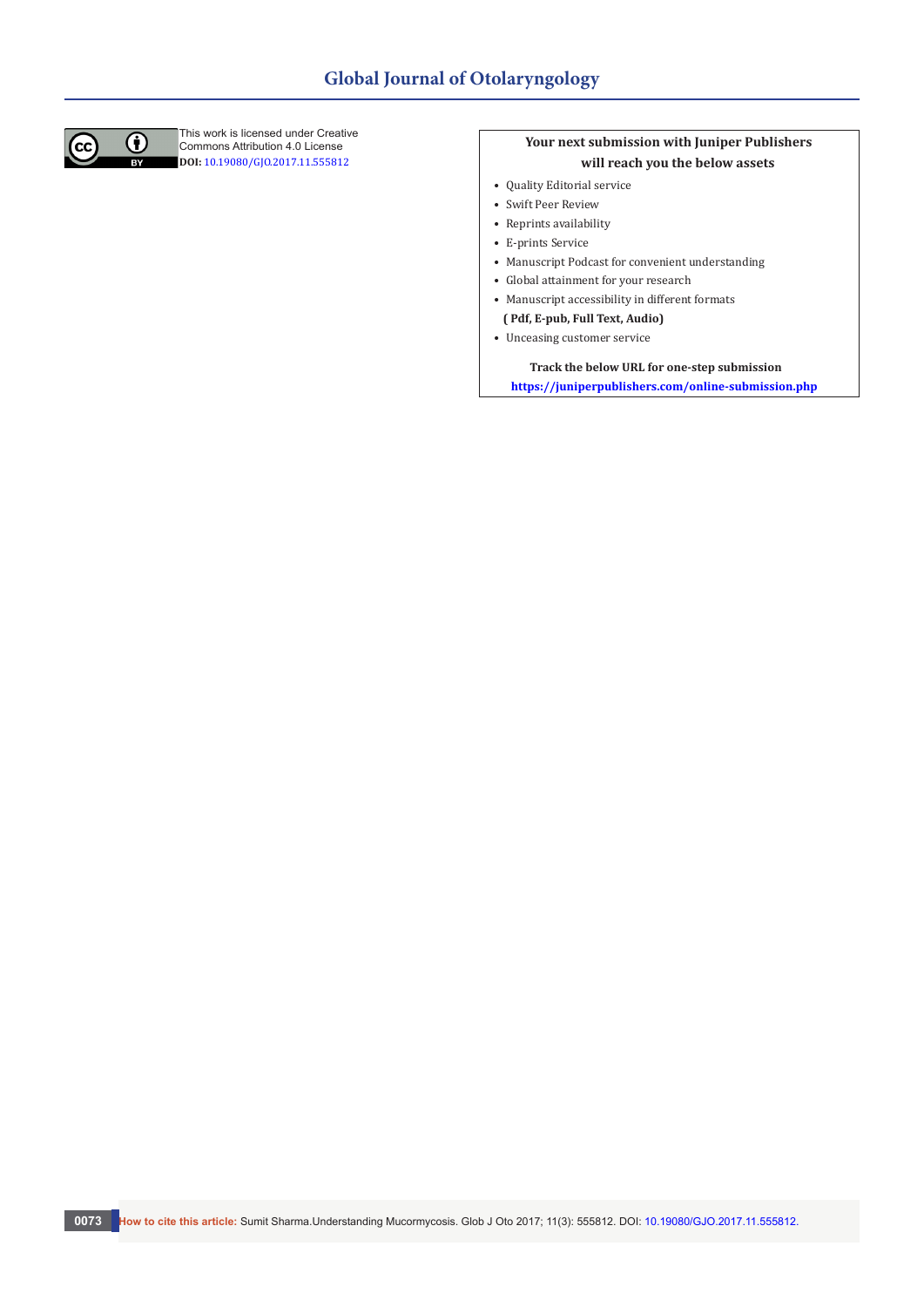This work is licensed under Creative Commons Attribution 4.0 License

**DOI:** 10.19080/GJO.2017.11.555812

**Your next submission with Juniper Publishers will reach you the below assets**

- Quality Editorial service
- Swift Peer Review
- Reprints availability
- E-prints Service
- Manuscript Podcast for convenient understanding
- Global attainment for your research
- Manuscript accessibility in different formats

**( Pdf, E-pub, Full Text, Audio)**

- Unceasing customer service

**Track the below URL for one-step submission**

**https://juniperpublishers.com/online-submission.php**

**How to cite this article:** Sumit Sharma.Understanding Mucormycosis. Glob J Oto 2017; 11(3): 555812. DOI: 10.19080/GJO.2017.11.555812.